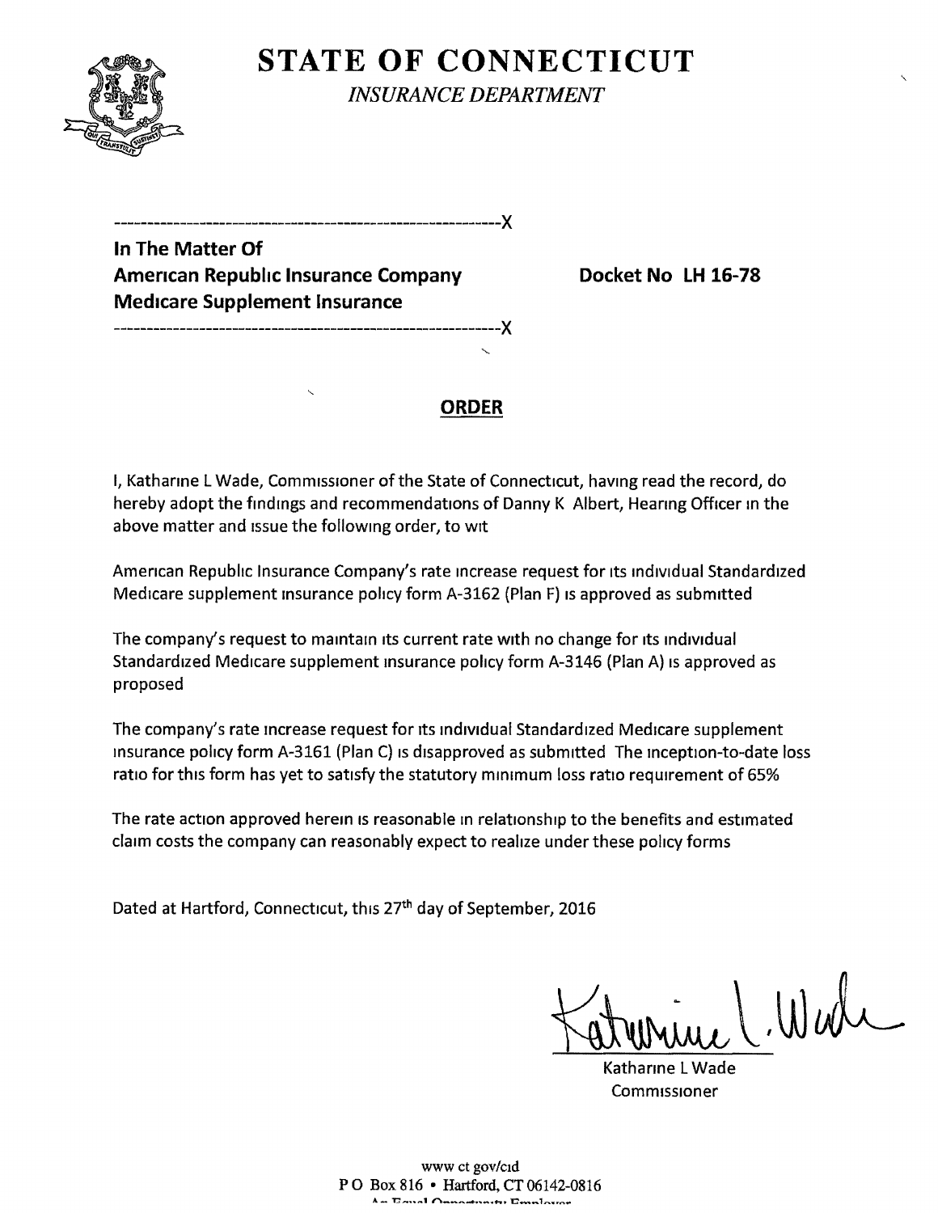# STATE OF CONNECTICUT

*INSURANCE DEPARTMENT*

---------------------------------------------------------------X

**In The Matter Of**
**American Republic Insurance Company**
**Medicare Supplement Insurance**

**Docket No LH 16-78**

---------------------------------------------------------------X

## ORDER

I, Katharine L Wade, Commissioner of the State of Connecticut, having read the record, do hereby adopt the findings and recommendations of Danny K Albert, Hearing Officer in the above matter and issue the following order, to wit

American Republic Insurance Company's rate increase request for its individual Standardized Medicare supplement insurance policy form A-3162 (Plan F) is approved as submitted

The company's request to maintain its current rate with no change for its individual Standardized Medicare supplement insurance policy form A-3146 (Plan A) is approved as proposed

The company's rate increase request for its individual Standardized Medicare supplement insurance policy form A-3161 (Plan C) is disapproved as submitted The inception-to-date loss ratio for this form has yet to satisfy the statutory minimum loss ratio requirement of 65%

The rate action approved herein is reasonable in relationship to the benefits and estimated claim costs the company can reasonably expect to realize under these policy forms

Dated at Hartford, Connecticut, this 27th day of September, 2016

Katharine L Wade
Commissioner

www ct gov/cid
P O Box 816 • Hartford, CT 06142-0816
An Equal Opportunity Employer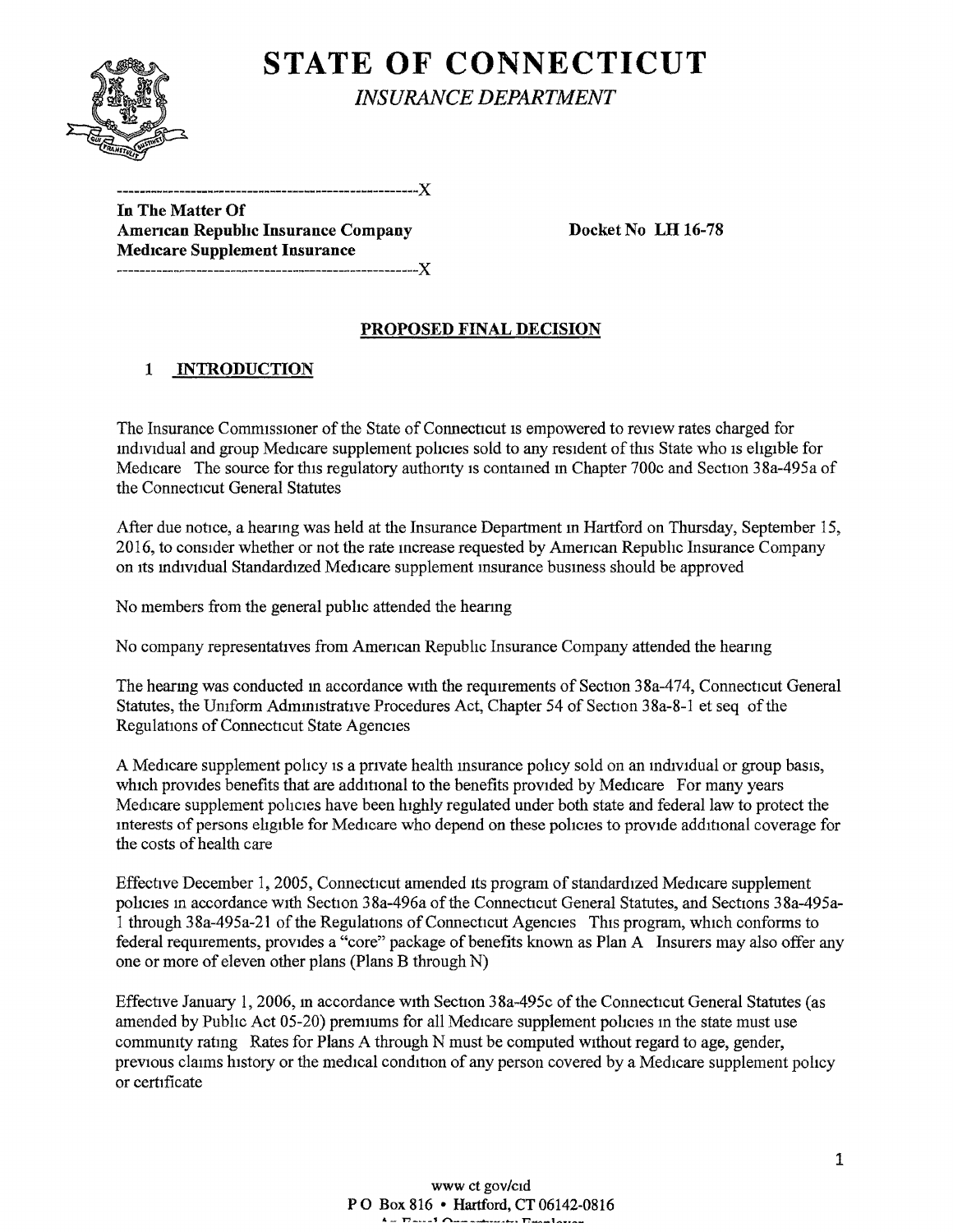# STATE OF CONNECTICUT

*INSURANCE DEPARTMENT*

---------------------------------------------------------X

**In The Matter Of**
**American Republic Insurance Company**
**Medicare Supplement Insurance**

---------------------------------------------------------X

**Docket No LH 16-78**

## PROPOSED FINAL DECISION

### 1 INTRODUCTION

The Insurance Commissioner of the State of Connecticut is empowered to review rates charged for individual and group Medicare supplement policies sold to any resident of this State who is eligible for Medicare The source for this regulatory authority is contained in Chapter 700c and Section 38a-495a of the Connecticut General Statutes

After due notice, a hearing was held at the Insurance Department in Hartford on Thursday, September 15, 2016, to consider whether or not the rate increase requested by American Republic Insurance Company on its individual Standardized Medicare supplement insurance business should be approved

No members from the general public attended the hearing

No company representatives from American Republic Insurance Company attended the hearing

The hearing was conducted in accordance with the requirements of Section 38a-474, Connecticut General Statutes, the Uniform Administrative Procedures Act, Chapter 54 of Section 38a-8-1 et seq of the Regulations of Connecticut State Agencies

A Medicare supplement policy is a private health insurance policy sold on an individual or group basis, which provides benefits that are additional to the benefits provided by Medicare For many years Medicare supplement policies have been highly regulated under both state and federal law to protect the interests of persons eligible for Medicare who depend on these policies to provide additional coverage for the costs of health care

Effective December 1, 2005, Connecticut amended its program of standardized Medicare supplement policies in accordance with Section 38a-496a of the Connecticut General Statutes, and Sections 38a-495a-1 through 38a-495a-21 of the Regulations of Connecticut Agencies This program, which conforms to federal requirements, provides a "core" package of benefits known as Plan A Insurers may also offer any one or more of eleven other plans (Plans B through N)

Effective January 1, 2006, in accordance with Section 38a-495c of the Connecticut General Statutes (as amended by Public Act 05-20) premiums for all Medicare supplement policies in the state must use community rating Rates for Plans A through N must be computed without regard to age, gender, previous claims history or the medical condition of any person covered by a Medicare supplement policy or certificate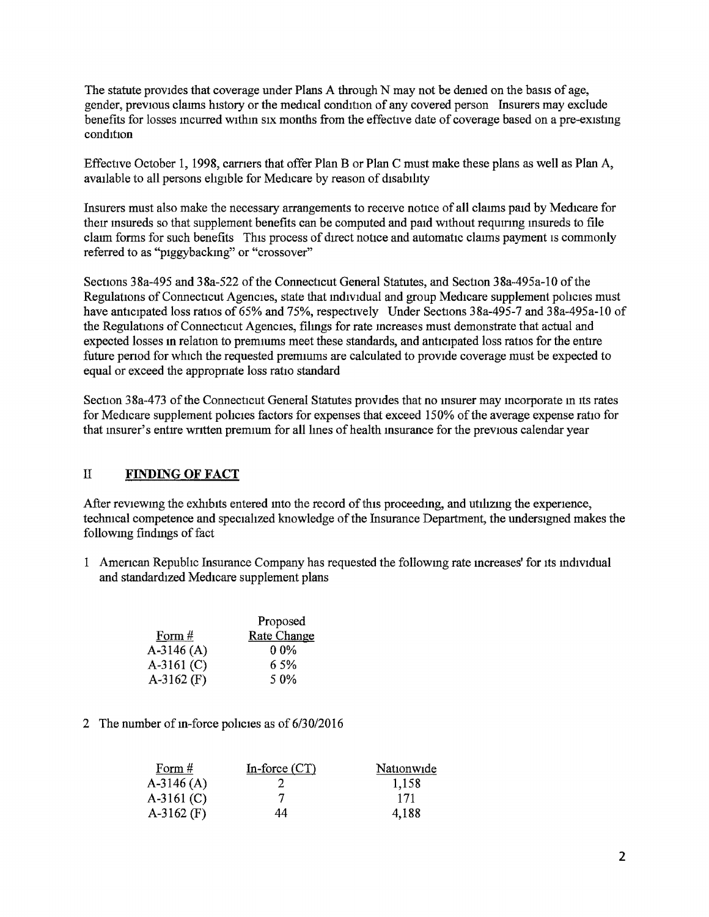The statute provides that coverage under Plans A through N may not be denied on the basis of age, gender, previous claims history or the medical condition of any covered person Insurers may exclude benefits for losses incurred within six months from the effective date of coverage based on a pre-existing condition

Effective October 1, 1998, carriers that offer Plan B or Plan C must make these plans as well as Plan A, available to all persons eligible for Medicare by reason of disability

Insurers must also make the necessary arrangements to receive notice of all claims paid by Medicare for their insureds so that supplement benefits can be computed and paid without requiring insureds to file claim forms for such benefits This process of direct notice and automatic claims payment is commonly referred to as "piggybacking" or "crossover"

Sections 38a-495 and 38a-522 of the Connecticut General Statutes, and Section 38a-495a-10 of the Regulations of Connecticut Agencies, state that individual and group Medicare supplement policies must have anticipated loss ratios of 65% and 75%, respectively Under Sections 38a-495-7 and 38a-495a-10 of the Regulations of Connecticut Agencies, filings for rate increases must demonstrate that actual and expected losses in relation to premiums meet these standards, and anticipated loss ratios for the entire future period for which the requested premiums are calculated to provide coverage must be expected to equal or exceed the appropriate loss ratio standard

Section 38a-473 of the Connecticut General Statutes provides that no insurer may incorporate in its rates for Medicare supplement policies factors for expenses that exceed 150% of the average expense ratio for that insurer's entire written premium for all lines of health insurance for the previous calendar year

## II **FINDING OF FACT**

After reviewing the exhibits entered into the record of this proceeding, and utilizing the experience, technical competence and specialized knowledge of the Insurance Department, the undersigned makes the following findings of fact

1 American Republic Insurance Company has requested the following rate increases' for its individual and standardized Medicare supplement plans

| Form # | Proposed Rate Change |
|---|---|
| A-3146 (A) | 0 0% |
| A-3161 (C) | 6 5% |
| A-3162 (F) | 5 0% |

2 The number of in-force policies as of 6/30/2016

| Form # | In-force (CT) | Nationwide |
|---|---|---|
| A-3146 (A) | 2 | 1,158 |
| A-3161 (C) | 7 | 171 |
| A-3162 (F) | 44 | 4,188 |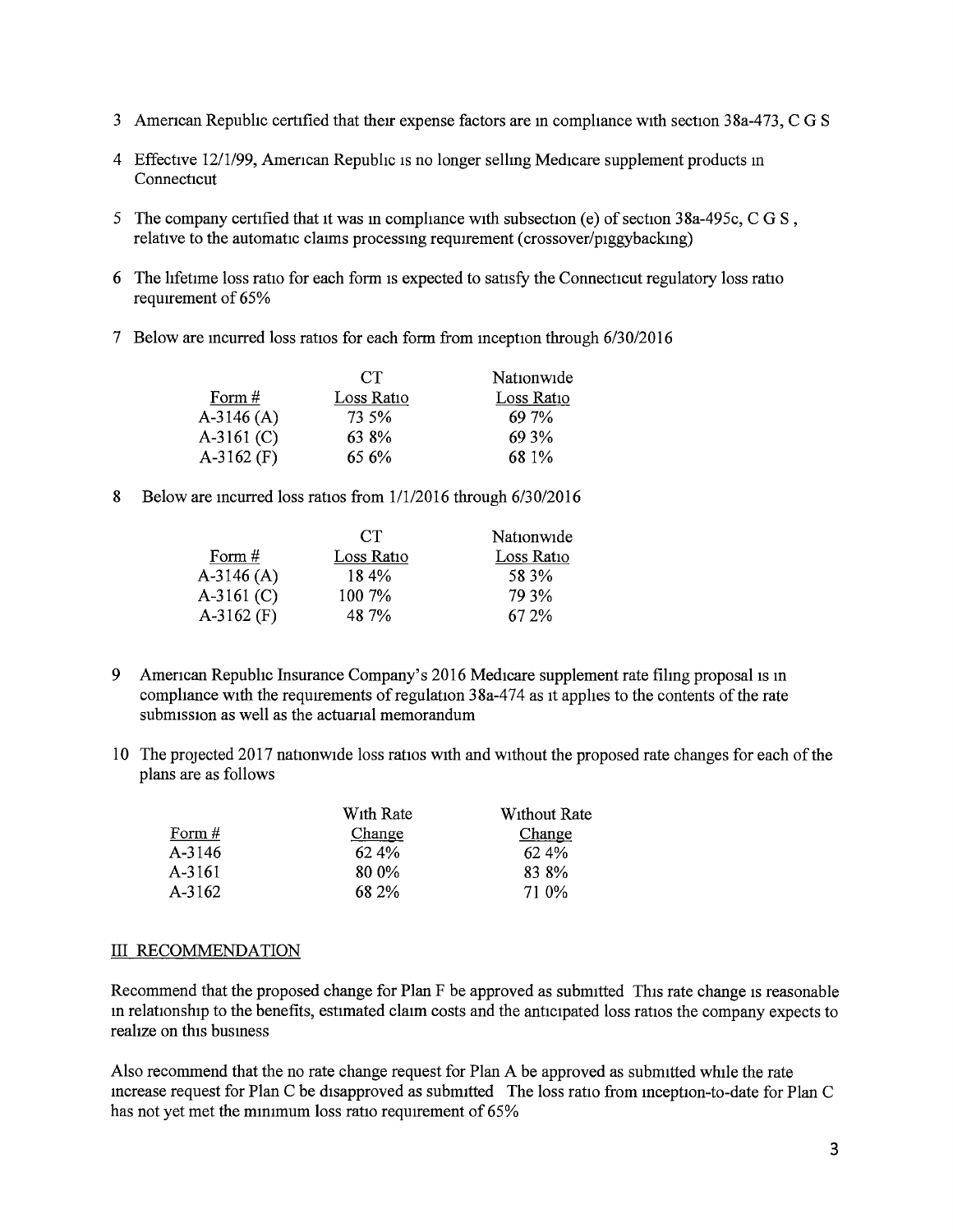3. American Republic certified that their expense factors are in compliance with section 38a-473, C G S

4. Effective 12/1/99, American Republic is no longer selling Medicare supplement products in Connecticut

5. The company certified that it was in compliance with subsection (e) of section 38a-495c, C G S , relative to the automatic claims processing requirement (crossover/piggybacking)

6. The lifetime loss ratio for each form is expected to satisfy the Connecticut regulatory loss ratio requirement of 65%

7. Below are incurred loss ratios for each form from inception through 6/30/2016

| Form # | CT Loss Ratio | Nationwide Loss Ratio |
|---|---|---|
| A-3146 (A) | 73 5% | 69 7% |
| A-3161 (C) | 63 8% | 69 3% |
| A-3162 (F) | 65 6% | 68 1% |

8. Below are incurred loss ratios from 1/1/2016 through 6/30/2016

| Form # | CT Loss Ratio | Nationwide Loss Ratio |
|---|---|---|
| A-3146 (A) | 18 4% | 58 3% |
| A-3161 (C) | 100 7% | 79 3% |
| A-3162 (F) | 48 7% | 67 2% |

9. American Republic Insurance Company's 2016 Medicare supplement rate filing proposal is in compliance with the requirements of regulation 38a-474 as it applies to the contents of the rate submission as well as the actuarial memorandum

10. The projected 2017 nationwide loss ratios with and without the proposed rate changes for each of the plans are as follows

| Form # | With Rate Change | Without Rate Change |
|---|---|---|
| A-3146 | 62 4% | 62 4% |
| A-3161 | 80 0% | 83 8% |
| A-3162 | 68 2% | 71 0% |

## III RECOMMENDATION

Recommend that the proposed change for Plan F be approved as submitted This rate change is reasonable in relationship to the benefits, estimated claim costs and the anticipated loss ratios the company expects to realize on this business

Also recommend that the no rate change request for Plan A be approved as submitted while the rate increase request for Plan C be disapproved as submitted The loss ratio from inception-to-date for Plan C has not yet met the minimum loss ratio requirement of 65%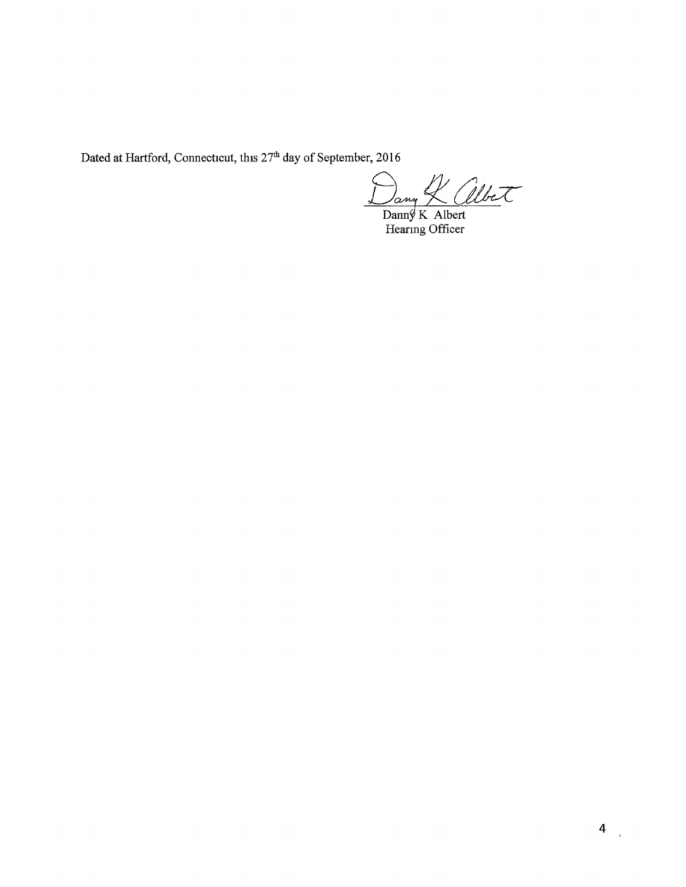Dated at Hartford, Connecticut, this 27th day of September, 2016

Danny K. Albert
Hearing Officer